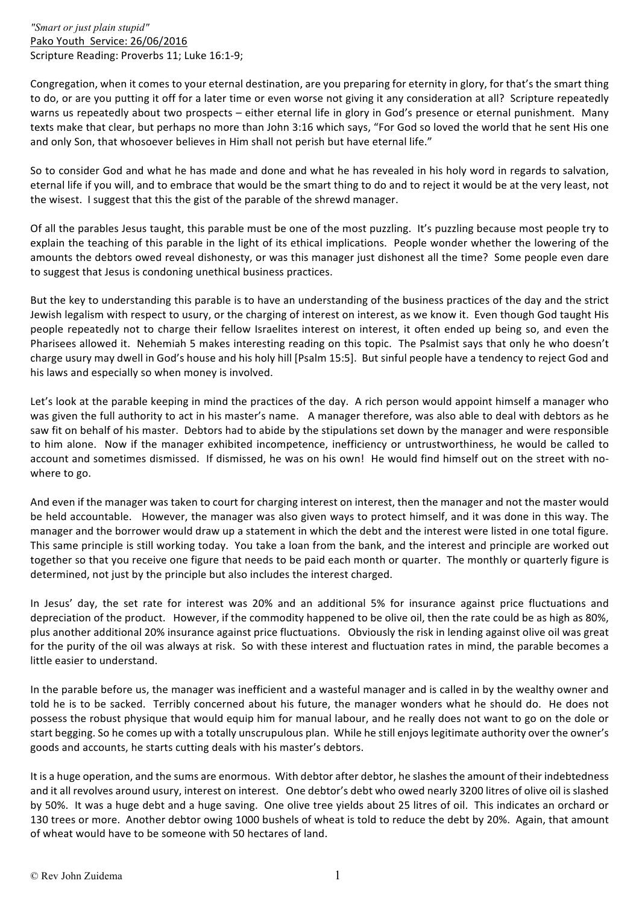*"Smart or just plain stupid"*
<u>Pako Youth Service: 26/06/2016</u>
Scripture Reading: Proverbs 11; Luke 16:1-9;

Congregation, when it comes to your eternal destination, are you preparing for eternity in glory, for that's the smart thing to do, or are you putting it off for a later time or even worse not giving it any consideration at all? Scripture repeatedly warns us repeatedly about two prospects – either eternal life in glory in God's presence or eternal punishment. Many texts make that clear, but perhaps no more than John 3:16 which says, "For God so loved the world that he sent His one and only Son, that whosoever believes in Him shall not perish but have eternal life."

So to consider God and what he has made and done and what he has revealed in his holy word in regards to salvation, eternal life if you will, and to embrace that would be the smart thing to do and to reject it would be at the very least, not the wisest. I suggest that this the gist of the parable of the shrewd manager.

Of all the parables Jesus taught, this parable must be one of the most puzzling. It's puzzling because most people try to explain the teaching of this parable in the light of its ethical implications. People wonder whether the lowering of the amounts the debtors owed reveal dishonesty, or was this manager just dishonest all the time? Some people even dare to suggest that Jesus is condoning unethical business practices.

But the key to understanding this parable is to have an understanding of the business practices of the day and the strict Jewish legalism with respect to usury, or the charging of interest on interest, as we know it. Even though God taught His people repeatedly not to charge their fellow Israelites interest on interest, it often ended up being so, and even the Pharisees allowed it. Nehemiah 5 makes interesting reading on this topic. The Psalmist says that only he who doesn't charge usury may dwell in God's house and his holy hill [Psalm 15:5]. But sinful people have a tendency to reject God and his laws and especially so when money is involved.

Let's look at the parable keeping in mind the practices of the day. A rich person would appoint himself a manager who was given the full authority to act in his master's name. A manager therefore, was also able to deal with debtors as he saw fit on behalf of his master. Debtors had to abide by the stipulations set down by the manager and were responsible to him alone. Now if the manager exhibited incompetence, inefficiency or untrustworthiness, he would be called to account and sometimes dismissed. If dismissed, he was on his own! He would find himself out on the street with no-where to go.

And even if the manager was taken to court for charging interest on interest, then the manager and not the master would be held accountable. However, the manager was also given ways to protect himself, and it was done in this way. The manager and the borrower would draw up a statement in which the debt and the interest were listed in one total figure. This same principle is still working today. You take a loan from the bank, and the interest and principle are worked out together so that you receive one figure that needs to be paid each month or quarter. The monthly or quarterly figure is determined, not just by the principle but also includes the interest charged.

In Jesus' day, the set rate for interest was 20% and an additional 5% for insurance against price fluctuations and depreciation of the product. However, if the commodity happened to be olive oil, then the rate could be as high as 80%, plus another additional 20% insurance against price fluctuations. Obviously the risk in lending against olive oil was great for the purity of the oil was always at risk. So with these interest and fluctuation rates in mind, the parable becomes a little easier to understand.

In the parable before us, the manager was inefficient and a wasteful manager and is called in by the wealthy owner and told he is to be sacked. Terribly concerned about his future, the manager wonders what he should do. He does not possess the robust physique that would equip him for manual labour, and he really does not want to go on the dole or start begging. So he comes up with a totally unscrupulous plan. While he still enjoys legitimate authority over the owner's goods and accounts, he starts cutting deals with his master's debtors.

It is a huge operation, and the sums are enormous. With debtor after debtor, he slashes the amount of their indebtedness and it all revolves around usury, interest on interest. One debtor's debt who owed nearly 3200 litres of olive oil is slashed by 50%. It was a huge debt and a huge saving. One olive tree yields about 25 litres of oil. This indicates an orchard or 130 trees or more. Another debtor owing 1000 bushels of wheat is told to reduce the debt by 20%. Again, that amount of wheat would have to be someone with 50 hectares of land.

© Rev John Zuidema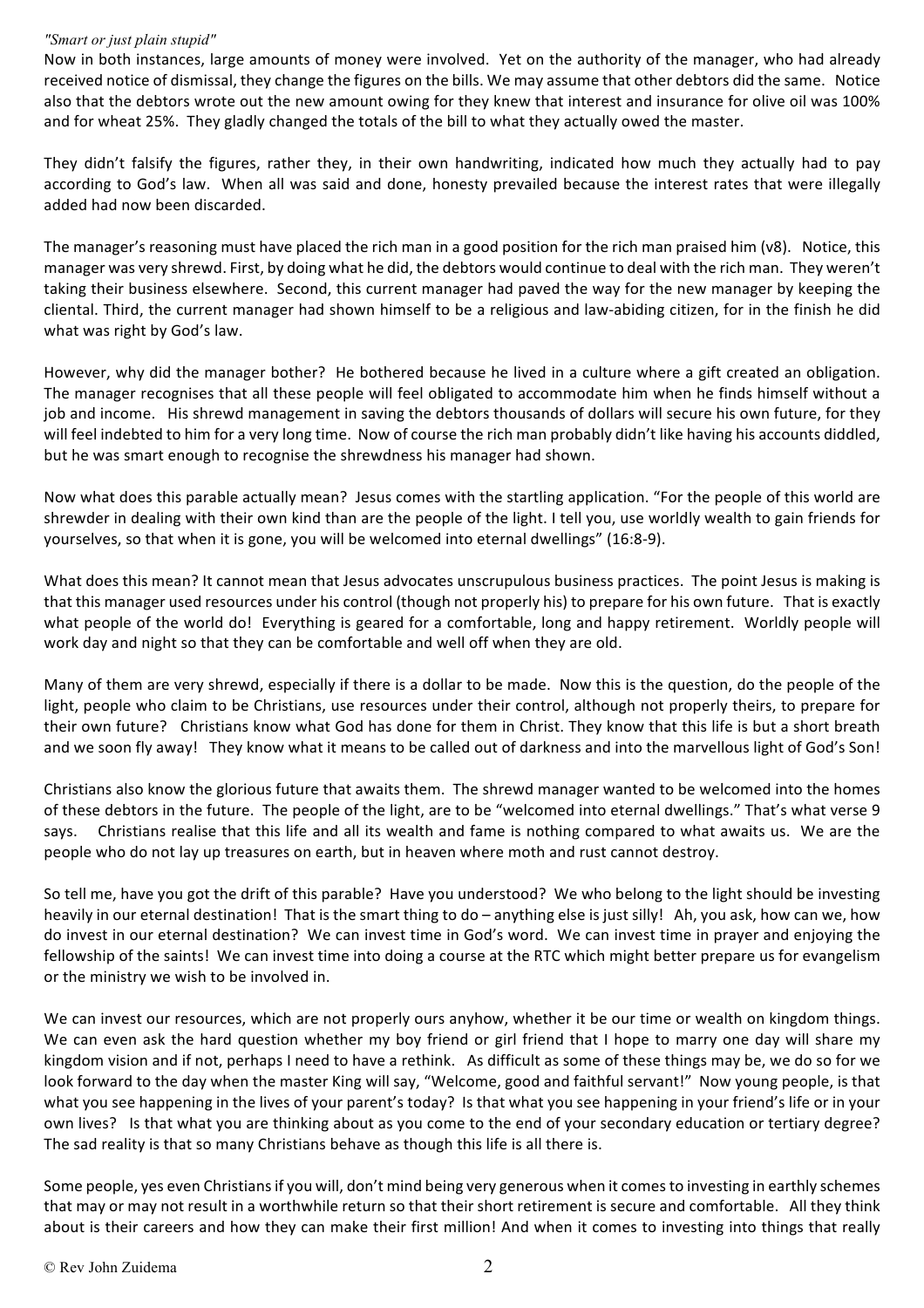Now in both instances, large amounts of money were involved. Yet on the authority of the manager, who had already received notice of dismissal, they change the figures on the bills. We may assume that other debtors did the same. Notice also that the debtors wrote out the new amount owing for they knew that interest and insurance for olive oil was 100% and for wheat 25%. They gladly changed the totals of the bill to what they actually owed the master.

They didn't falsify the figures, rather they, in their own handwriting, indicated how much they actually had to pay according to God's law. When all was said and done, honesty prevailed because the interest rates that were illegally added had now been discarded.

The manager's reasoning must have placed the rich man in a good position for the rich man praised him (v8). Notice, this manager was very shrewd. First, by doing what he did, the debtors would continue to deal with the rich man. They weren't taking their business elsewhere. Second, this current manager had paved the way for the new manager by keeping the cliental. Third, the current manager had shown himself to be a religious and law-abiding citizen, for in the finish he did what was right by God's law.

However, why did the manager bother? He bothered because he lived in a culture where a gift created an obligation. The manager recognises that all these people will feel obligated to accommodate him when he finds himself without a job and income. His shrewd management in saving the debtors thousands of dollars will secure his own future, for they will feel indebted to him for a very long time. Now of course the rich man probably didn't like having his accounts diddled, but he was smart enough to recognise the shrewdness his manager had shown.

Now what does this parable actually mean? Jesus comes with the startling application. "For the people of this world are shrewder in dealing with their own kind than are the people of the light. I tell you, use worldly wealth to gain friends for yourselves, so that when it is gone, you will be welcomed into eternal dwellings" (16:8-9).

What does this mean? It cannot mean that Jesus advocates unscrupulous business practices. The point Jesus is making is that this manager used resources under his control (though not properly his) to prepare for his own future. That is exactly what people of the world do! Everything is geared for a comfortable, long and happy retirement. Worldly people will work day and night so that they can be comfortable and well off when they are old.

Many of them are very shrewd, especially if there is a dollar to be made. Now this is the question, do the people of the light, people who claim to be Christians, use resources under their control, although not properly theirs, to prepare for their own future? Christians know what God has done for them in Christ. They know that this life is but a short breath and we soon fly away! They know what it means to be called out of darkness and into the marvellous light of God's Son!

Christians also know the glorious future that awaits them. The shrewd manager wanted to be welcomed into the homes of these debtors in the future. The people of the light, are to be "welcomed into eternal dwellings." That's what verse 9 says. Christians realise that this life and all its wealth and fame is nothing compared to what awaits us. We are the people who do not lay up treasures on earth, but in heaven where moth and rust cannot destroy.

So tell me, have you got the drift of this parable? Have you understood? We who belong to the light should be investing heavily in our eternal destination! That is the smart thing to do – anything else is just silly! Ah, you ask, how can we, how do invest in our eternal destination? We can invest time in God's word. We can invest time in prayer and enjoying the fellowship of the saints! We can invest time into doing a course at the RTC which might better prepare us for evangelism or the ministry we wish to be involved in.

We can invest our resources, which are not properly ours anyhow, whether it be our time or wealth on kingdom things. We can even ask the hard question whether my boy friend or girl friend that I hope to marry one day will share my kingdom vision and if not, perhaps I need to have a rethink. As difficult as some of these things may be, we do so for we look forward to the day when the master King will say, "Welcome, good and faithful servant!" Now young people, is that what you see happening in the lives of your parent's today? Is that what you see happening in your friend's life or in your own lives? Is that what you are thinking about as you come to the end of your secondary education or tertiary degree? The sad reality is that so many Christians behave as though this life is all there is.

Some people, yes even Christians if you will, don't mind being very generous when it comes to investing in earthly schemes that may or may not result in a worthwhile return so that their short retirement is secure and comfortable. All they think about is their careers and how they can make their first million! And when it comes to investing into things that really

© Rev John Zuidema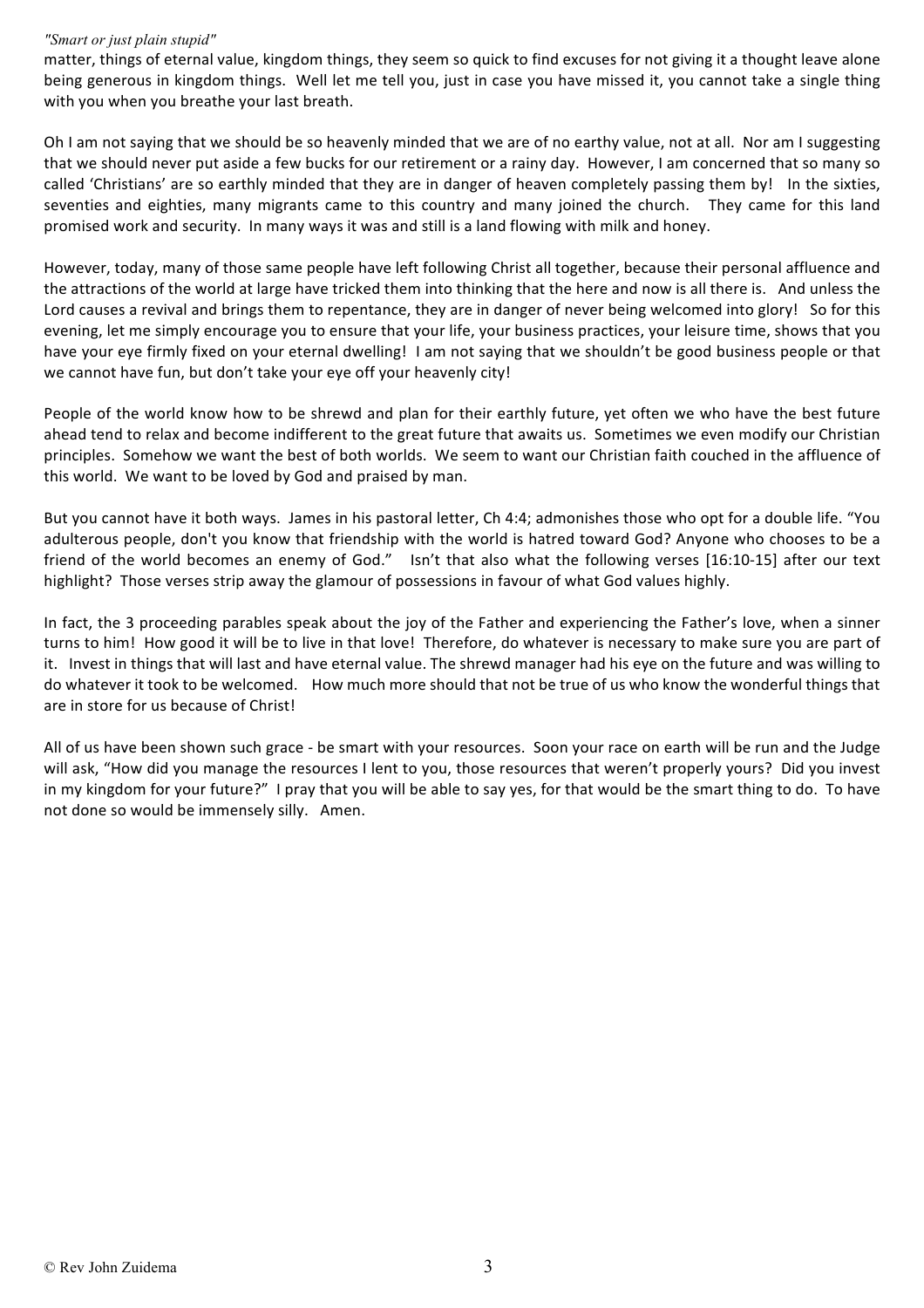matter, things of eternal value, kingdom things, they seem so quick to find excuses for not giving it a thought leave alone being generous in kingdom things. Well let me tell you, just in case you have missed it, you cannot take a single thing with you when you breathe your last breath.

Oh I am not saying that we should be so heavenly minded that we are of no earthy value, not at all. Nor am I suggesting that we should never put aside a few bucks for our retirement or a rainy day. However, I am concerned that so many so called 'Christians' are so earthly minded that they are in danger of heaven completely passing them by! In the sixties, seventies and eighties, many migrants came to this country and many joined the church. They came for this land promised work and security. In many ways it was and still is a land flowing with milk and honey.

However, today, many of those same people have left following Christ all together, because their personal affluence and the attractions of the world at large have tricked them into thinking that the here and now is all there is. And unless the Lord causes a revival and brings them to repentance, they are in danger of never being welcomed into glory! So for this evening, let me simply encourage you to ensure that your life, your business practices, your leisure time, shows that you have your eye firmly fixed on your eternal dwelling! I am not saying that we shouldn't be good business people or that we cannot have fun, but don't take your eye off your heavenly city!

People of the world know how to be shrewd and plan for their earthly future, yet often we who have the best future ahead tend to relax and become indifferent to the great future that awaits us. Sometimes we even modify our Christian principles. Somehow we want the best of both worlds. We seem to want our Christian faith couched in the affluence of this world. We want to be loved by God and praised by man.

But you cannot have it both ways. James in his pastoral letter, Ch 4:4; admonishes those who opt for a double life. "You adulterous people, don't you know that friendship with the world is hatred toward God? Anyone who chooses to be a friend of the world becomes an enemy of God." Isn't that also what the following verses [16:10-15] after our text highlight? Those verses strip away the glamour of possessions in favour of what God values highly.

In fact, the 3 proceeding parables speak about the joy of the Father and experiencing the Father's love, when a sinner turns to him! How good it will be to live in that love! Therefore, do whatever is necessary to make sure you are part of it. Invest in things that will last and have eternal value. The shrewd manager had his eye on the future and was willing to do whatever it took to be welcomed. How much more should that not be true of us who know the wonderful things that are in store for us because of Christ!

All of us have been shown such grace - be smart with your resources. Soon your race on earth will be run and the Judge will ask, "How did you manage the resources I lent to you, those resources that weren't properly yours? Did you invest in my kingdom for your future?" I pray that you will be able to say yes, for that would be the smart thing to do. To have not done so would be immensely silly. Amen.